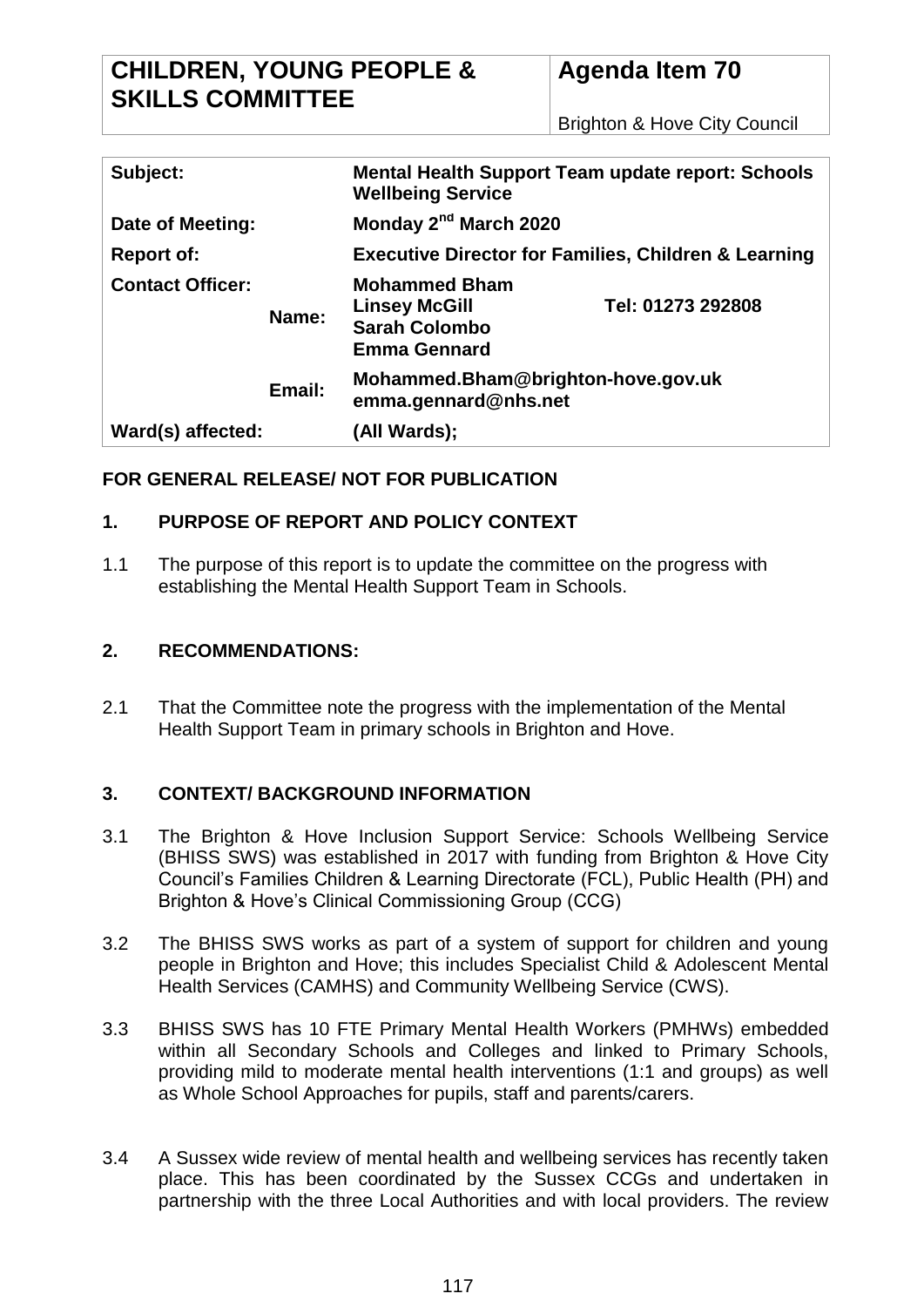| **CHILDREN, YOUNG PEOPLE & SKILLS COMMITTEE** | **Agenda Item 70**<br><br>Brighton & Hove City Council |
|---|---|

| | | | |
|---|---|---|---|
| **Subject:** | | **Mental Health Support Team update report: Schools Wellbeing Service** | |
| **Date of Meeting:** | | **Monday 2nd March 2020** | |
| **Report of:** | | **Executive Director for Families, Children & Learning** | |
| **Contact Officer:** | **Name:** | **Mohammed Bham**<br>**Linsey McGill**<br>**Sarah Colombo**<br>**Emma Gennard** | **Tel: 01273 292808** |
| | **Email:** | **Mohammed.Bham@brighton-hove.gov.uk**<br>**emma.gennard@nhs.net** | |
| **Ward(s) affected:** | | **(All Wards);** | |

**FOR GENERAL RELEASE/ NOT FOR PUBLICATION**

## 1. PURPOSE OF REPORT AND POLICY CONTEXT

1.1 The purpose of this report is to update the committee on the progress with establishing the Mental Health Support Team in Schools.

## 2. RECOMMENDATIONS:

2.1 That the Committee note the progress with the implementation of the Mental Health Support Team in primary schools in Brighton and Hove.

## 3. CONTEXT/ BACKGROUND INFORMATION

3.1 The Brighton & Hove Inclusion Support Service: Schools Wellbeing Service (BHISS SWS) was established in 2017 with funding from Brighton & Hove City Council's Families Children & Learning Directorate (FCL), Public Health (PH) and Brighton & Hove's Clinical Commissioning Group (CCG)

3.2 The BHISS SWS works as part of a system of support for children and young people in Brighton and Hove; this includes Specialist Child & Adolescent Mental Health Services (CAMHS) and Community Wellbeing Service (CWS).

3.3 BHISS SWS has 10 FTE Primary Mental Health Workers (PMHWs) embedded within all Secondary Schools and Colleges and linked to Primary Schools, providing mild to moderate mental health interventions (1:1 and groups) as well as Whole School Approaches for pupils, staff and parents/carers.

3.4 A Sussex wide review of mental health and wellbeing services has recently taken place. This has been coordinated by the Sussex CCGs and undertaken in partnership with the three Local Authorities and with local providers. The review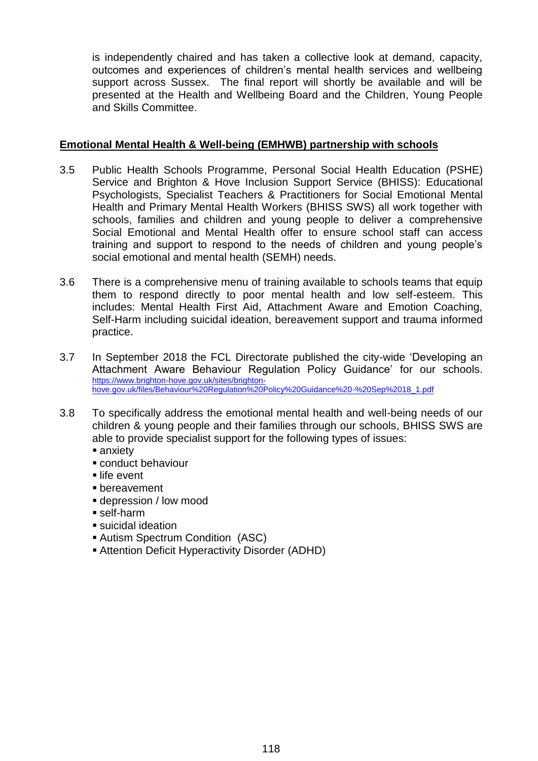is independently chaired and has taken a collective look at demand, capacity, outcomes and experiences of children's mental health services and wellbeing support across Sussex. The final report will shortly be available and will be presented at the Health and Wellbeing Board and the Children, Young People and Skills Committee.

**Emotional Mental Health & Well-being (EMHWB) partnership with schools**

3.5 Public Health Schools Programme, Personal Social Health Education (PSHE) Service and Brighton & Hove Inclusion Support Service (BHISS): Educational Psychologists, Specialist Teachers & Practitioners for Social Emotional Mental Health and Primary Mental Health Workers (BHISS SWS) all work together with schools, families and children and young people to deliver a comprehensive Social Emotional and Mental Health offer to ensure school staff can access training and support to respond to the needs of children and young people's social emotional and mental health (SEMH) needs.

3.6 There is a comprehensive menu of training available to schools teams that equip them to respond directly to poor mental health and low self-esteem. This includes: Mental Health First Aid, Attachment Aware and Emotion Coaching, Self-Harm including suicidal ideation, bereavement support and trauma informed practice.

3.7 In September 2018 the FCL Directorate published the city-wide 'Developing an Attachment Aware Behaviour Regulation Policy Guidance' for our schools. https://www.brighton-hove.gov.uk/sites/brighton-hove.gov.uk/files/Behaviour%20Regulation%20Policy%20Guidance%20-%20Sep%2018_1.pdf

3.8 To specifically address the emotional mental health and well-being needs of our children & young people and their families through our schools, BHISS SWS are able to provide specialist support for the following types of issues:

- anxiety
- conduct behaviour
- life event
- bereavement
- depression / low mood
- self-harm
- suicidal ideation
- Autism Spectrum Condition (ASC)
- Attention Deficit Hyperactivity Disorder (ADHD)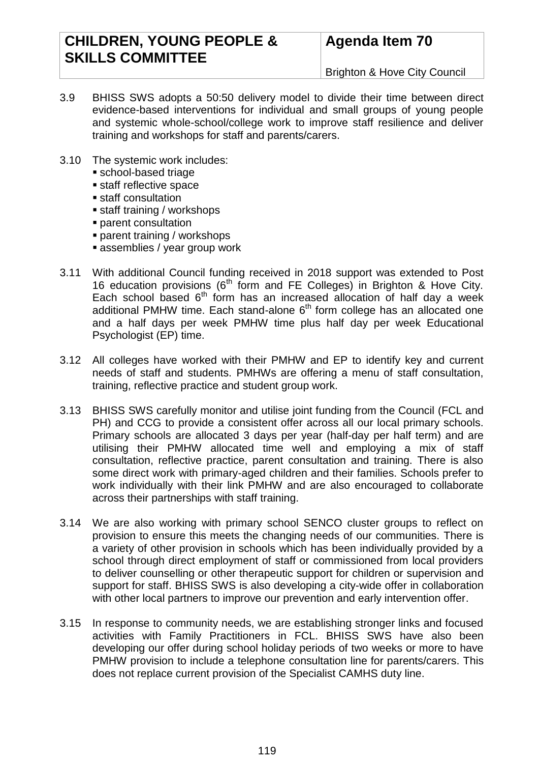3.9 BHISS SWS adopts a 50:50 delivery model to divide their time between direct evidence-based interventions for individual and small groups of young people and systemic whole-school/college work to improve staff resilience and deliver training and workshops for staff and parents/carers.

3.10 The systemic work includes:

- school-based triage
- staff reflective space
- staff consultation
- staff training / workshops
- parent consultation
- parent training / workshops
- assemblies / year group work

3.11 With additional Council funding received in 2018 support was extended to Post 16 education provisions (6th form and FE Colleges) in Brighton & Hove City. Each school based 6th form has an increased allocation of half day a week additional PMHW time. Each stand-alone 6th form college has an allocated one and a half days per week PMHW time plus half day per week Educational Psychologist (EP) time.

3.12 All colleges have worked with their PMHW and EP to identify key and current needs of staff and students. PMHWs are offering a menu of staff consultation, training, reflective practice and student group work.

3.13 BHISS SWS carefully monitor and utilise joint funding from the Council (FCL and PH) and CCG to provide a consistent offer across all our local primary schools. Primary schools are allocated 3 days per year (half-day per half term) and are utilising their PMHW allocated time well and employing a mix of staff consultation, reflective practice, parent consultation and training. There is also some direct work with primary-aged children and their families. Schools prefer to work individually with their link PMHW and are also encouraged to collaborate across their partnerships with staff training.

3.14 We are also working with primary school SENCO cluster groups to reflect on provision to ensure this meets the changing needs of our communities. There is a variety of other provision in schools which has been individually provided by a school through direct employment of staff or commissioned from local providers to deliver counselling or other therapeutic support for children or supervision and support for staff. BHISS SWS is also developing a city-wide offer in collaboration with other local partners to improve our prevention and early intervention offer.

3.15 In response to community needs, we are establishing stronger links and focused activities with Family Practitioners in FCL. BHISS SWS have also been developing our offer during school holiday periods of two weeks or more to have PMHW provision to include a telephone consultation line for parents/carers. This does not replace current provision of the Specialist CAMHS duty line.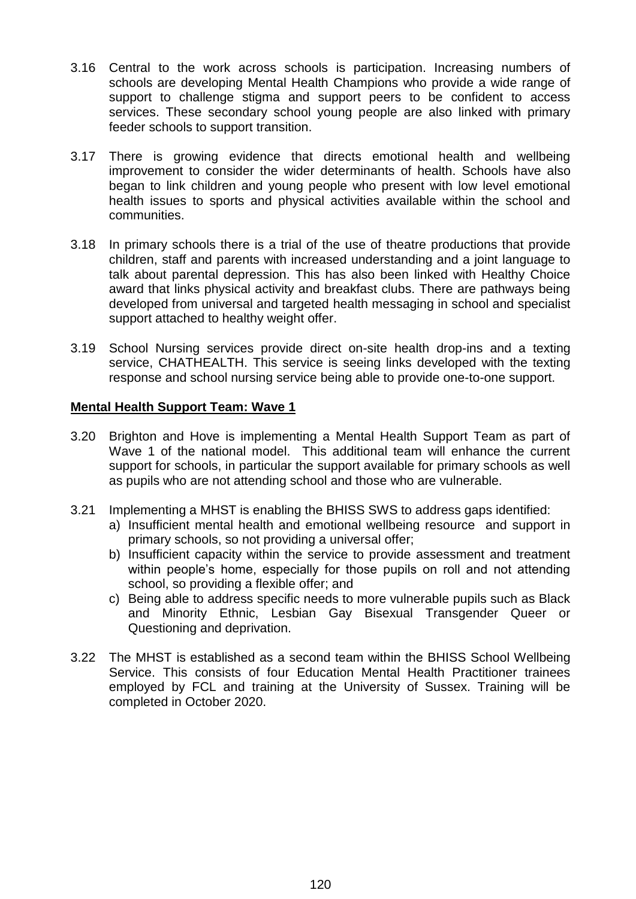3.16 Central to the work across schools is participation. Increasing numbers of schools are developing Mental Health Champions who provide a wide range of support to challenge stigma and support peers to be confident to access services. These secondary school young people are also linked with primary feeder schools to support transition.

3.17 There is growing evidence that directs emotional health and wellbeing improvement to consider the wider determinants of health. Schools have also began to link children and young people who present with low level emotional health issues to sports and physical activities available within the school and communities.

3.18 In primary schools there is a trial of the use of theatre productions that provide children, staff and parents with increased understanding and a joint language to talk about parental depression. This has also been linked with Healthy Choice award that links physical activity and breakfast clubs. There are pathways being developed from universal and targeted health messaging in school and specialist support attached to healthy weight offer.

3.19 School Nursing services provide direct on-site health drop-ins and a texting service, CHATHEALTH. This service is seeing links developed with the texting response and school nursing service being able to provide one-to-one support.

**Mental Health Support Team: Wave 1**

3.20 Brighton and Hove is implementing a Mental Health Support Team as part of Wave 1 of the national model. This additional team will enhance the current support for schools, in particular the support available for primary schools as well as pupils who are not attending school and those who are vulnerable.

3.21 Implementing a MHST is enabling the BHISS SWS to address gaps identified:

a) Insufficient mental health and emotional wellbeing resource and support in primary schools, so not providing a universal offer;
b) Insufficient capacity within the service to provide assessment and treatment within people's home, especially for those pupils on roll and not attending school, so providing a flexible offer; and
c) Being able to address specific needs to more vulnerable pupils such as Black and Minority Ethnic, Lesbian Gay Bisexual Transgender Queer or Questioning and deprivation.

3.22 The MHST is established as a second team within the BHISS School Wellbeing Service. This consists of four Education Mental Health Practitioner trainees employed by FCL and training at the University of Sussex. Training will be completed in October 2020.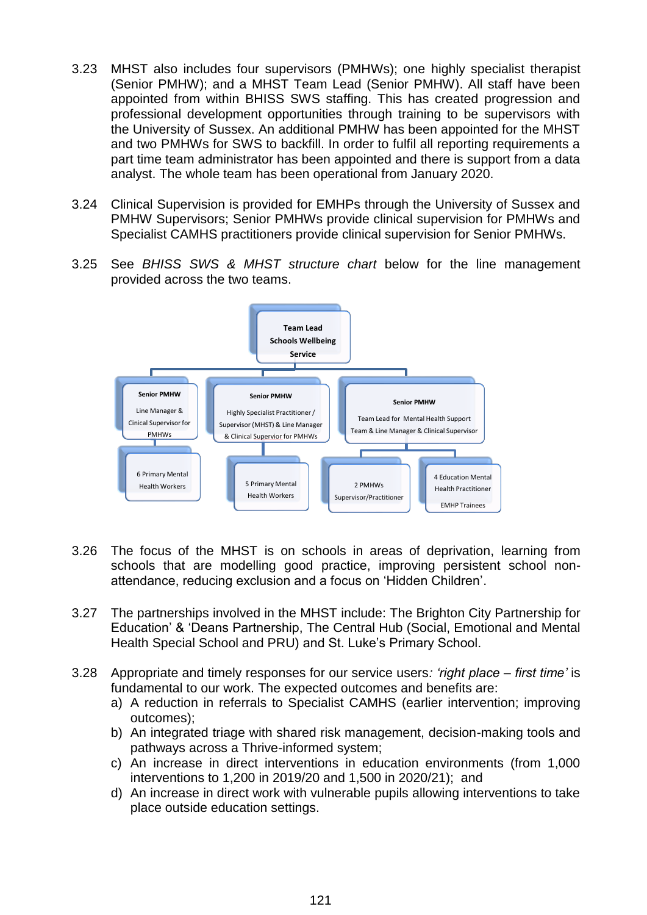3.23 MHST also includes four supervisors (PMHWs); one highly specialist therapist (Senior PMHW); and a MHST Team Lead (Senior PMHW). All staff have been appointed from within BHISS SWS staffing. This has created progression and professional development opportunities through training to be supervisors with the University of Sussex. An additional PMHW has been appointed for the MHST and two PMHWs for SWS to backfill. In order to fulfil all reporting requirements a part time team administrator has been appointed and there is support from a data analyst. The whole team has been operational from January 2020.

3.24 Clinical Supervision is provided for EMHPs through the University of Sussex and PMHW Supervisors; Senior PMHWs provide clinical supervision for PMHWs and Specialist CAMHS practitioners provide clinical supervision for Senior PMHWs.

3.25 See *BHISS SWS & MHST structure chart* below for the line management provided across the two teams.

**Team Lead Schools Wellbeing Service**

- **Senior PMHW** – Line Manager & Cinical Supervisor for PMHWs
  - 6 Primary Mental Health Workers
- **Senior PMHW** – Highly Specialist Practitioner / Supervisor (MHST) & Line Manager & Clinical Supervisor for PMHWs
  - 5 Primary Mental Health Workers
- **Senior PMHW** – Team Lead for Mental Health Support Team & Line Manager & Clinical Supervisor
  - 2 PMHWs Supervisor/Practitioner
  - 4 Education Mental Health Practitioner EMHP Trainees

3.26 The focus of the MHST is on schools in areas of deprivation, learning from schools that are modelling good practice, improving persistent school non-attendance, reducing exclusion and a focus on 'Hidden Children'.

3.27 The partnerships involved in the MHST include: The Brighton City Partnership for Education' & 'Deans Partnership, The Central Hub (Social, Emotional and Mental Health Special School and PRU) and St. Luke's Primary School.

3.28 Appropriate and timely responses for our service users*: 'right place – first time'* is fundamental to our work. The expected outcomes and benefits are:

a) A reduction in referrals to Specialist CAMHS (earlier intervention; improving outcomes);
b) An integrated triage with shared risk management, decision-making tools and pathways across a Thrive-informed system;
c) An increase in direct interventions in education environments (from 1,000 interventions to 1,200 in 2019/20 and 1,500 in 2020/21); and
d) An increase in direct work with vulnerable pupils allowing interventions to take place outside education settings.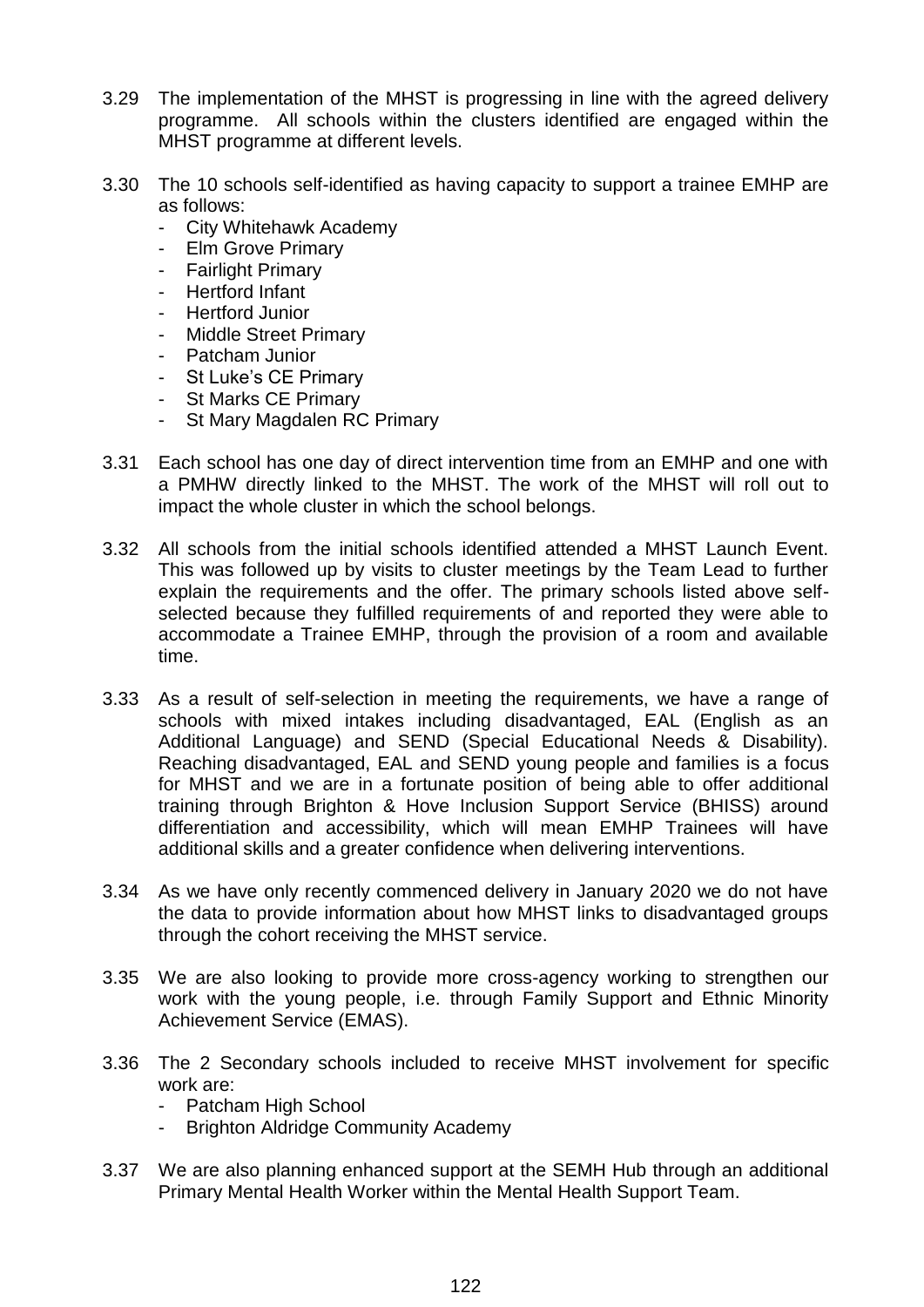3.29 The implementation of the MHST is progressing in line with the agreed delivery programme. All schools within the clusters identified are engaged within the MHST programme at different levels.

3.30 The 10 schools self-identified as having capacity to support a trainee EMHP are as follows:

- City Whitehawk Academy
- Elm Grove Primary
- Fairlight Primary
- Hertford Infant
- Hertford Junior
- Middle Street Primary
- Patcham Junior
- St Luke's CE Primary
- St Marks CE Primary
- St Mary Magdalen RC Primary

3.31 Each school has one day of direct intervention time from an EMHP and one with a PMHW directly linked to the MHST. The work of the MHST will roll out to impact the whole cluster in which the school belongs.

3.32 All schools from the initial schools identified attended a MHST Launch Event. This was followed up by visits to cluster meetings by the Team Lead to further explain the requirements and the offer. The primary schools listed above self-selected because they fulfilled requirements of and reported they were able to accommodate a Trainee EMHP, through the provision of a room and available time.

3.33 As a result of self-selection in meeting the requirements, we have a range of schools with mixed intakes including disadvantaged, EAL (English as an Additional Language) and SEND (Special Educational Needs & Disability). Reaching disadvantaged, EAL and SEND young people and families is a focus for MHST and we are in a fortunate position of being able to offer additional training through Brighton & Hove Inclusion Support Service (BHISS) around differentiation and accessibility, which will mean EMHP Trainees will have additional skills and a greater confidence when delivering interventions.

3.34 As we have only recently commenced delivery in January 2020 we do not have the data to provide information about how MHST links to disadvantaged groups through the cohort receiving the MHST service.

3.35 We are also looking to provide more cross-agency working to strengthen our work with the young people, i.e. through Family Support and Ethnic Minority Achievement Service (EMAS).

3.36 The 2 Secondary schools included to receive MHST involvement for specific work are:

- Patcham High School
- Brighton Aldridge Community Academy

3.37 We are also planning enhanced support at the SEMH Hub through an additional Primary Mental Health Worker within the Mental Health Support Team.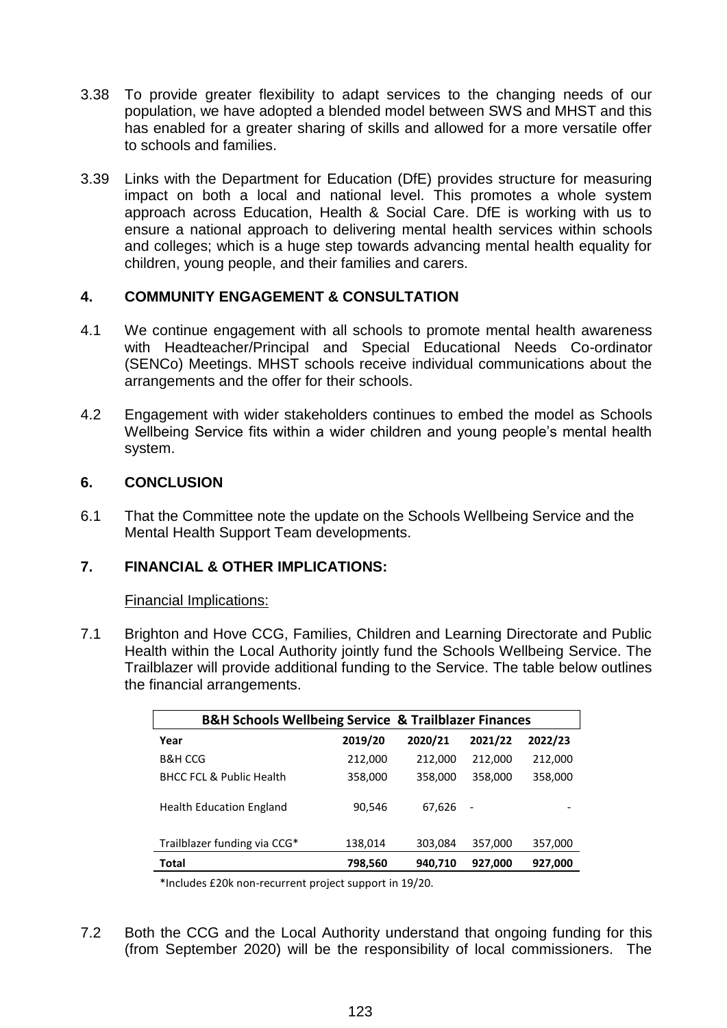3.38 To provide greater flexibility to adapt services to the changing needs of our population, we have adopted a blended model between SWS and MHST and this has enabled for a greater sharing of skills and allowed for a more versatile offer to schools and families.

3.39 Links with the Department for Education (DfE) provides structure for measuring impact on both a local and national level. This promotes a whole system approach across Education, Health & Social Care. DfE is working with us to ensure a national approach to delivering mental health services within schools and colleges; which is a huge step towards advancing mental health equality for children, young people, and their families and carers.

## 4. COMMUNITY ENGAGEMENT & CONSULTATION

4.1 We continue engagement with all schools to promote mental health awareness with Headteacher/Principal and Special Educational Needs Co-ordinator (SENCo) Meetings. MHST schools receive individual communications about the arrangements and the offer for their schools.

4.2 Engagement with wider stakeholders continues to embed the model as Schools Wellbeing Service fits within a wider children and young people's mental health system.

## 6. CONCLUSION

6.1 That the Committee note the update on the Schools Wellbeing Service and the Mental Health Support Team developments.

## 7. FINANCIAL & OTHER IMPLICATIONS:

Financial Implications:

7.1 Brighton and Hove CCG, Families, Children and Learning Directorate and Public Health within the Local Authority jointly fund the Schools Wellbeing Service. The Trailblazer will provide additional funding to the Service. The table below outlines the financial arrangements.

| B&H Schools Wellbeing Service & Trailblazer Finances | | | | |
|---|---|---|---|---|
| **Year** | **2019/20** | **2020/21** | **2021/22** | **2022/23** |
| B&H CCG | 212,000 | 212,000 | 212,000 | 212,000 |
| BHCC FCL & Public Health | 358,000 | 358,000 | 358,000 | 358,000 |
| Health Education England | 90,546 | 67,626 | - | - |
| Trailblazer funding via CCG* | 138,014 | 303,084 | 357,000 | 357,000 |
| **Total** | **798,560** | **940,710** | **927,000** | **927,000** |

*Includes £20k non-recurrent project support in 19/20.

7.2 Both the CCG and the Local Authority understand that ongoing funding for this (from September 2020) will be the responsibility of local commissioners. The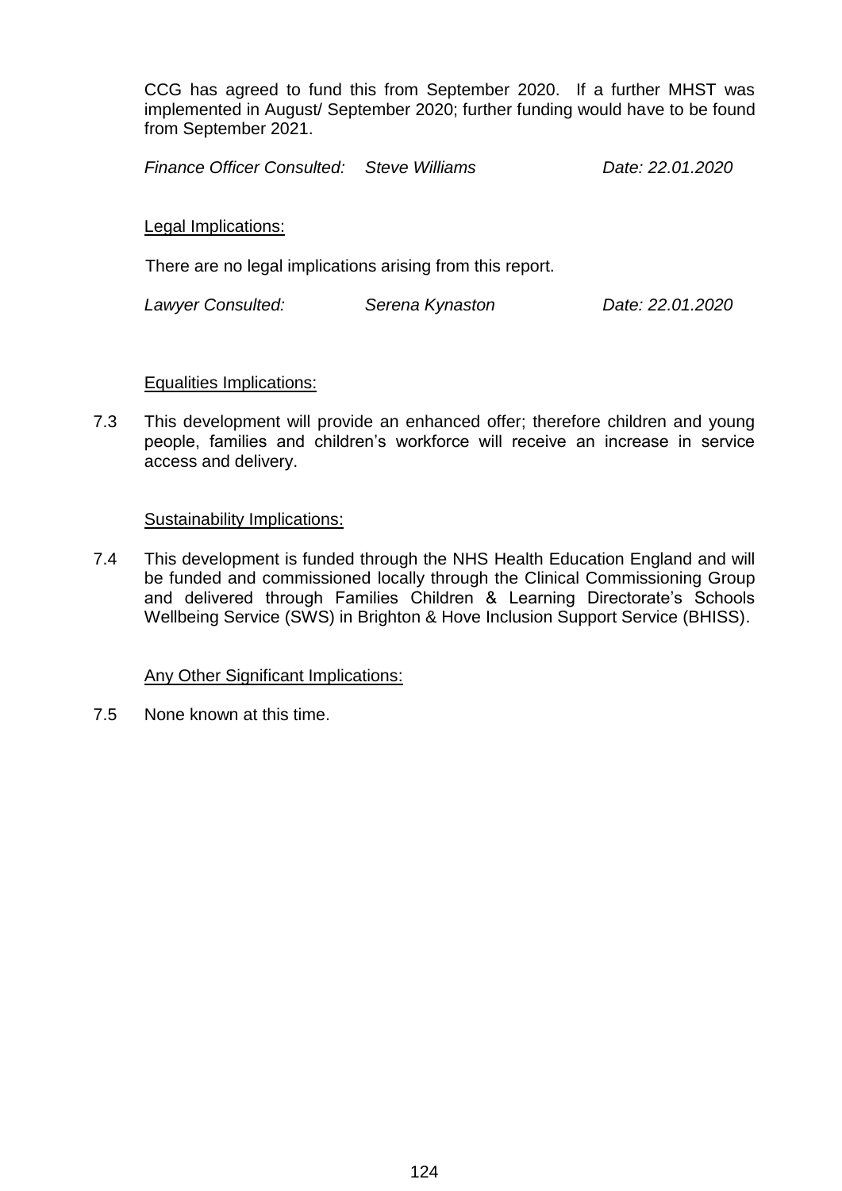CCG has agreed to fund this from September 2020. If a further MHST was implemented in August/ September 2020; further funding would have to be found from September 2021.

*Finance Officer Consulted: Steve Williams Date: 22.01.2020*

<u>Legal Implications:</u>

There are no legal implications arising from this report.

*Lawyer Consulted: Serena Kynaston Date: 22.01.2020*

<u>Equalities Implications:</u>

7.3 This development will provide an enhanced offer; therefore children and young people, families and children's workforce will receive an increase in service access and delivery.

<u>Sustainability Implications:</u>

7.4 This development is funded through the NHS Health Education England and will be funded and commissioned locally through the Clinical Commissioning Group and delivered through Families Children & Learning Directorate's Schools Wellbeing Service (SWS) in Brighton & Hove Inclusion Support Service (BHISS).

<u>Any Other Significant Implications:</u>

7.5 None known at this time.